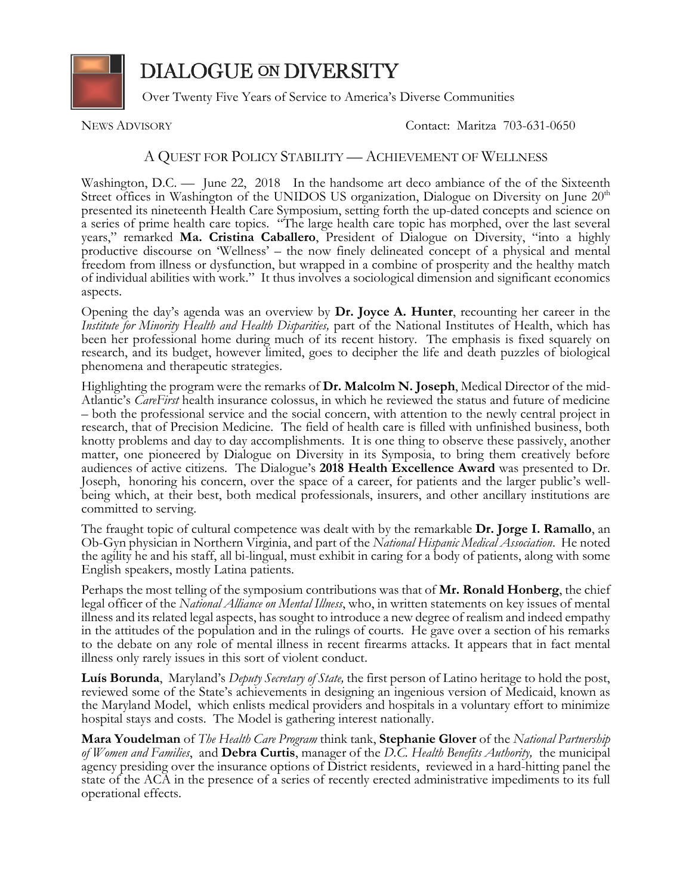# DIALOGUE ON DIVERSITY

Over Twenty Five Years of Service to America's Diverse Communities

NEWS ADVISORY Contact: Maritza 703-631-0650

## A QUEST FOR POLICY STABILITY — ACHIEVEMENT OF WELLNESS

Washington, D.C. — June 22, 2018 In the handsome art deco ambiance of the of the Sixteenth Street offices in Washington of the UNIDOS US organization, Dialogue on Diversity on June 20th presented its nineteenth Health Care Symposium, setting forth the up-dated concepts and science on a series of prime health care topics. "The large health care topic has morphed, over the last several years," remarked **Ma. Cristina Caballero**, President of Dialogue on Diversity, "into a highly productive discourse on 'Wellness' – the now finely delineated concept of a physical and mental freedom from illness or dysfunction, but wrapped in a combine of prosperity and the healthy match of individual abilities with work." It thus involves a sociological dimension and significant economics aspects.

Opening the day's agenda was an overview by **Dr. Joyce A. Hunter**, recounting her career in the *Institute for Minority Health and Health Disparities,* part of the National Institutes of Health, which has been her professional home during much of its recent history. The emphasis is fixed squarely on research, and its budget, however limited, goes to decipher the life and death puzzles of biological phenomena and therapeutic strategies.

Highlighting the program were the remarks of **Dr. Malcolm N. Joseph**, Medical Director of the mid-Atlantic's *CareFirst* health insurance colossus, in which he reviewed the status and future of medicine – both the professional service and the social concern, with attention to the newly central project in research, that of Precision Medicine. The field of health care is filled with unfinished business, both knotty problems and day to day accomplishments. It is one thing to observe these passively, another matter, one pioneered by Dialogue on Diversity in its Symposia, to bring them creatively before audiences of active citizens. The Dialogue's **2018 Health Excellence Award** was presented to Dr. Joseph, honoring his concern, over the space of a career, for patients and the larger public's well-being which, at their best, both medical professionals, insurers, and other ancillary institutions are committed to serving.

The fraught topic of cultural competence was dealt with by the remarkable **Dr. Jorge I. Ramallo**, an Ob-Gyn physician in Northern Virginia, and part of the *National Hispanic Medical Association*. He noted the agility he and his staff, all bi-lingual, must exhibit in caring for a body of patients, along with some English speakers, mostly Latina patients.

Perhaps the most telling of the symposium contributions was that of **Mr. Ronald Honberg**, the chief legal officer of the *National Alliance on Mental Illness*, who, in written statements on key issues of mental illness and its related legal aspects, has sought to introduce a new degree of realism and indeed empathy in the attitudes of the population and in the rulings of courts. He gave over a section of his remarks to the debate on any role of mental illness in recent firearms attacks. It appears that in fact mental illness only rarely issues in this sort of violent conduct.

**Luís Borunda**, Maryland's *Deputy Secretary of State,* the first person of Latino heritage to hold the post, reviewed some of the State's achievements in designing an ingenious version of Medicaid, known as the Maryland Model, which enlists medical providers and hospitals in a voluntary effort to minimize hospital stays and costs. The Model is gathering interest nationally.

**Mara Youdelman** of *The Health Care Program* think tank, **Stephanie Glover** of the *National Partnership of Women and Families*, and **Debra Curtis**, manager of the *D.C. Health Benefits Authority,* the municipal agency presiding over the insurance options of District residents, reviewed in a hard-hitting panel the state of the ACA in the presence of a series of recently erected administrative impediments to its full operational effects.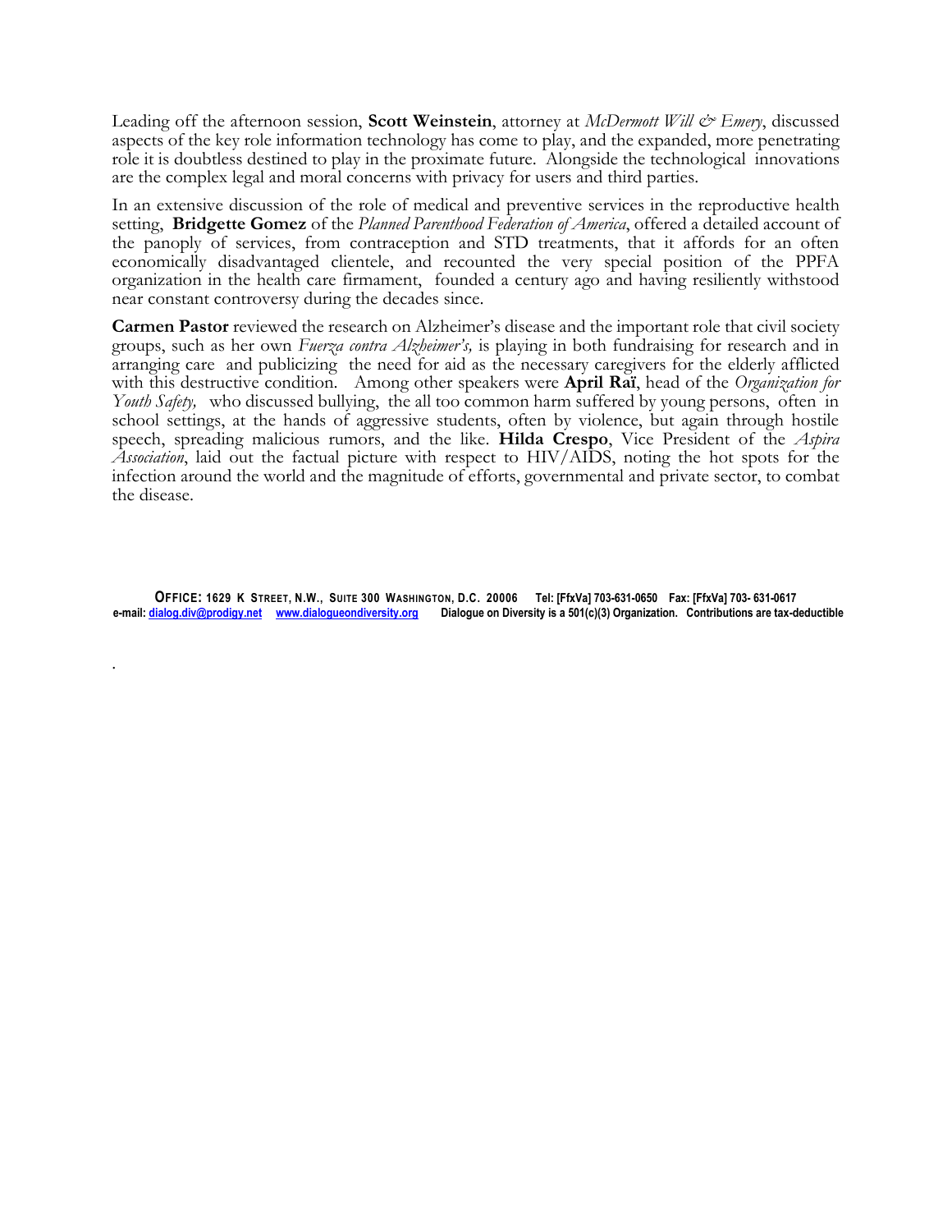Leading off the afternoon session, **Scott Weinstein**, attorney at *McDermott Will & Emery*, discussed aspects of the key role information technology has come to play, and the expanded, more penetrating role it is doubtless destined to play in the proximate future. Alongside the technological innovations are the complex legal and moral concerns with privacy for users and third parties.

In an extensive discussion of the role of medical and preventive services in the reproductive health setting, **Bridgette Gomez** of the *Planned Parenthood Federation of America*, offered a detailed account of the panoply of services, from contraception and STD treatments, that it affords for an often economically disadvantaged clientele, and recounted the very special position of the PPFA organization in the health care firmament, founded a century ago and having resiliently withstood near constant controversy during the decades since.

**Carmen Pastor** reviewed the research on Alzheimer's disease and the important role that civil society groups, such as her own *Fuerza contra Alzheimer's,* is playing in both fundraising for research and in arranging care and publicizing the need for aid as the necessary caregivers for the elderly afflicted with this destructive condition. Among other speakers were **April Raï**, head of the *Organization for Youth Safety,* who discussed bullying, the all too common harm suffered by young persons, often in school settings, at the hands of aggressive students, often by violence, but again through hostile speech, spreading malicious rumors, and the like. **Hilda Crespo**, Vice President of the *Aspira Association*, laid out the factual picture with respect to HIV/AIDS, noting the hot spots for the infection around the world and the magnitude of efforts, governmental and private sector, to combat the disease.

**OFFICE: 1629 K STREET, N.W., SUITE 300 WASHINGTON, D.C. 20006 Tel: [FfxVa] 703-631-0650 Fax: [FfxVa] 703- 631-0617**
**e-mail: dialog.div@prodigy.net www.dialogueondiversity.org Dialogue on Diversity is a 501(c)(3) Organization. Contributions are tax-deductible**